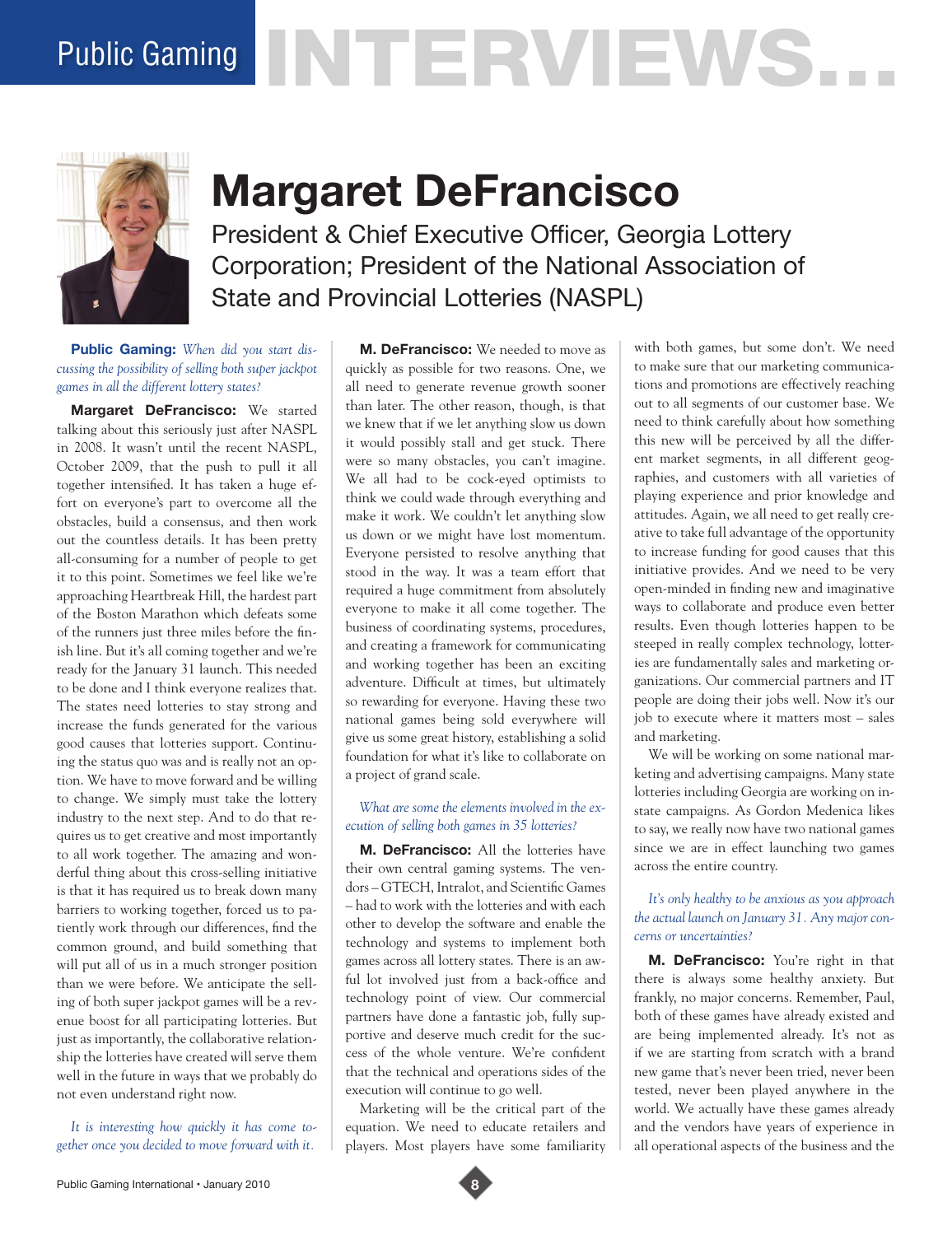# Public Gaming INTERVIEWS...

## Margaret DeFrancisco

### President & Chief Executive Officer, Georgia Lottery Corporation; President of the National Association of State and Provincial Lotteries (NASPL)

**Public Gaming:** *When did you start discussing the possibility of selling both super jackpot games in all the different lottery states?*

**Margaret DeFrancisco:** We started talking about this seriously just after NASPL in 2008. It wasn't until the recent NASPL, October 2009, that the push to pull it all together intensified. It has taken a huge effort on everyone's part to overcome all the obstacles, build a consensus, and then work out the countless details. It has been pretty all-consuming for a number of people to get it to this point. Sometimes we feel like we're approaching Heartbreak Hill, the hardest part of the Boston Marathon which defeats some of the runners just three miles before the finish line. But it's all coming together and we're ready for the January 31 launch. This needed to be done and I think everyone realizes that. The states need lotteries to stay strong and increase the funds generated for the various good causes that lotteries support. Continuing the status quo was and is really not an option. We have to move forward and be willing to change. We simply must take the lottery industry to the next step. And to do that requires us to get creative and most importantly to all work together. The amazing and wonderful thing about this cross-selling initiative is that it has required us to break down many barriers to working together, forced us to patiently work through our differences, find the common ground, and build something that will put all of us in a much stronger position than we were before. We anticipate the selling of both super jackpot games will be a revenue boost for all participating lotteries. But just as importantly, the collaborative relationship the lotteries have created will serve them well in the future in ways that we probably do not even understand right now.

*It is interesting how quickly it has come together once you decided to move forward with it.*

**M. DeFrancisco:** We needed to move as quickly as possible for two reasons. One, we all need to generate revenue growth sooner than later. The other reason, though, is that we knew that if we let anything slow us down it would possibly stall and get stuck. There were so many obstacles, you can't imagine. We all had to be cock-eyed optimists to think we could wade through everything and make it work. We couldn't let anything slow us down or we might have lost momentum. Everyone persisted to resolve anything that stood in the way. It was a team effort that required a huge commitment from absolutely everyone to make it all come together. The business of coordinating systems, procedures, and creating a framework for communicating and working together has been an exciting adventure. Difficult at times, but ultimately so rewarding for everyone. Having these two national games being sold everywhere will give us some great history, establishing a solid foundation for what it's like to collaborate on a project of grand scale.

*What are some the elements involved in the execution of selling both games in 35 lotteries?*

**M. DeFrancisco:** All the lotteries have their own central gaming systems. The vendors – GTECH, Intralot, and Scientific Games – had to work with the lotteries and with each other to develop the software and enable the technology and systems to implement both games across all lottery states. There is an awful lot involved just from a back-office and technology point of view. Our commercial partners have done a fantastic job, fully supportive and deserve much credit for the success of the whole venture. We're confident that the technical and operations sides of the execution will continue to go well.

Marketing will be the critical part of the equation. We need to educate retailers and players. Most players have some familiarity with both games, but some don't. We need to make sure that our marketing communications and promotions are effectively reaching out to all segments of our customer base. We need to think carefully about how something this new will be perceived by all the different market segments, in all different geographies, and customers with all varieties of playing experience and prior knowledge and attitudes. Again, we all need to get really creative to take full advantage of the opportunity to increase funding for good causes that this initiative provides. And we need to be very open-minded in finding new and imaginative ways to collaborate and produce even better results. Even though lotteries happen to be steeped in really complex technology, lotteries are fundamentally sales and marketing organizations. Our commercial partners and IT people are doing their jobs well. Now it's our job to execute where it matters most – sales and marketing.

We will be working on some national marketing and advertising campaigns. Many state lotteries including Georgia are working on in-state campaigns. As Gordon Medenica likes to say, we really now have two national games since we are in effect launching two games across the entire country.

*It's only healthy to be anxious as you approach the actual launch on January 31. Any major concerns or uncertainties?*

**M. DeFrancisco:** You're right in that there is always some healthy anxiety. But frankly, no major concerns. Remember, Paul, both of these games have already existed and are being implemented already. It's not as if we are starting from scratch with a brand new game that's never been tried, never been tested, never been played anywhere in the world. We actually have these games already and the vendors have years of experience in all operational aspects of the business and the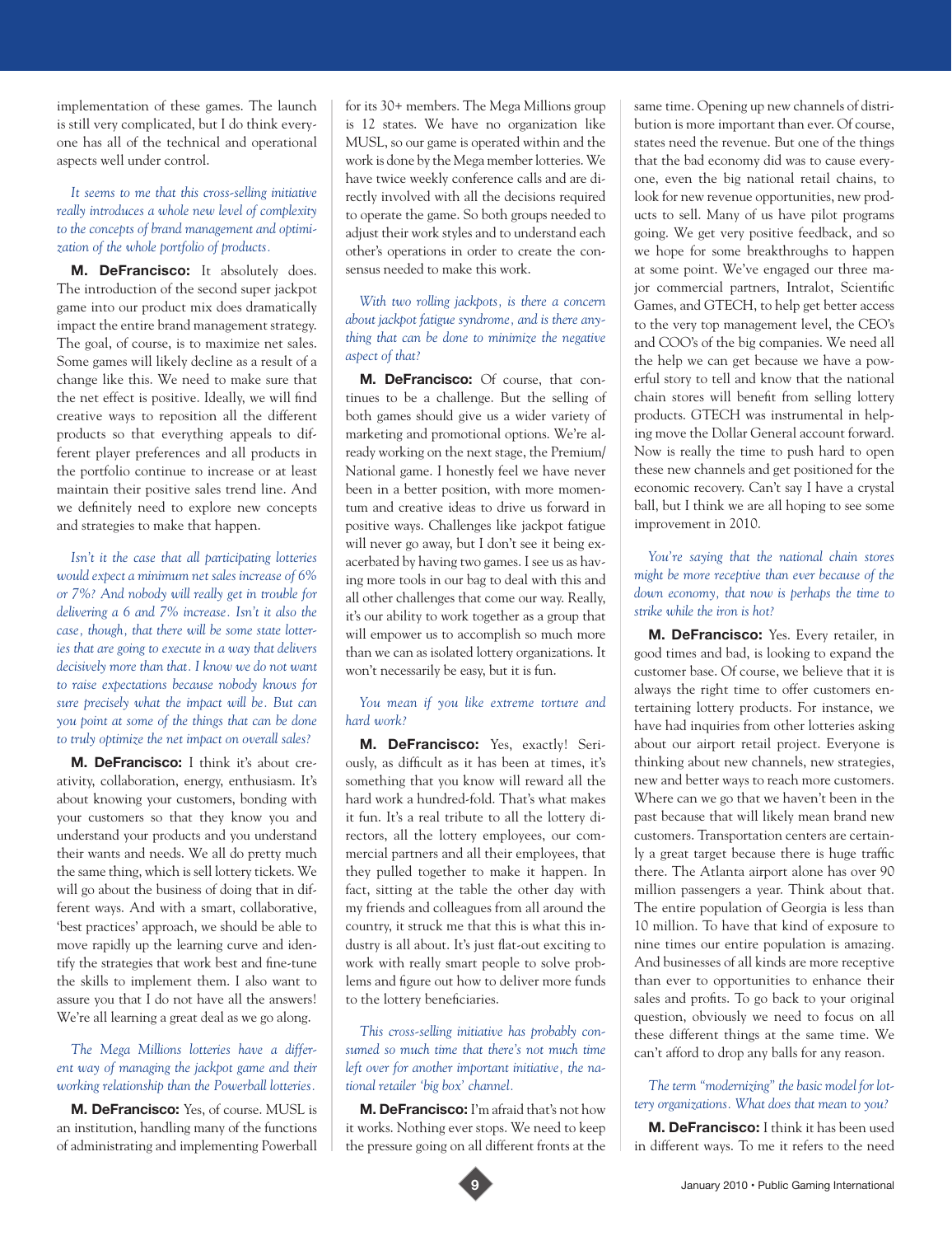implementation of these games. The launch is still very complicated, but I do think everyone has all of the technical and operational aspects well under control.

*It seems to me that this cross-selling initiative really introduces a whole new level of complexity to the concepts of brand management and optimization of the whole portfolio of products.*

**M. DeFrancisco:** It absolutely does. The introduction of the second super jackpot game into our product mix does dramatically impact the entire brand management strategy. The goal, of course, is to maximize net sales. Some games will likely decline as a result of a change like this. We need to make sure that the net effect is positive. Ideally, we will find creative ways to reposition all the different products so that everything appeals to different player preferences and all products in the portfolio continue to increase or at least maintain their positive sales trend line. And we definitely need to explore new concepts and strategies to make that happen.

*Isn't it the case that all participating lotteries would expect a minimum net sales increase of 6% or 7%? And nobody will really get in trouble for delivering a 6 and 7% increase. Isn't it also the case, though, that there will be some state lotteries that are going to execute in a way that delivers decisively more than that. I know we do not want to raise expectations because nobody knows for sure precisely what the impact will be. But can you point at some of the things that can be done to truly optimize the net impact on overall sales?*

**M. DeFrancisco:** I think it's about creativity, collaboration, energy, enthusiasm. It's about knowing your customers, bonding with your customers so that they know you and understand your products and you understand their wants and needs. We all do pretty much the same thing, which is sell lottery tickets. We will go about the business of doing that in different ways. And with a smart, collaborative, 'best practices' approach, we should be able to move rapidly up the learning curve and identify the strategies that work best and fine-tune the skills to implement them. I also want to assure you that I do not have all the answers! We're all learning a great deal as we go along.

*The Mega Millions lotteries have a different way of managing the jackpot game and their working relationship than the Powerball lotteries.*

**M. DeFrancisco:** Yes, of course. MUSL is an institution, handling many of the functions of administrating and implementing Powerball for its 30+ members. The Mega Millions group is 12 states. We have no organization like MUSL, so our game is operated within and the work is done by the Mega member lotteries. We have twice weekly conference calls and are directly involved with all the decisions required to operate the game. So both groups needed to adjust their work styles and to understand each other's operations in order to create the consensus needed to make this work.

*With two rolling jackpots, is there a concern about jackpot fatigue syndrome, and is there anything that can be done to minimize the negative aspect of that?*

**M. DeFrancisco:** Of course, that continues to be a challenge. But the selling of both games should give us a wider variety of marketing and promotional options. We're already working on the next stage, the Premium/National game. I honestly feel we have never been in a better position, with more momentum and creative ideas to drive us forward in positive ways. Challenges like jackpot fatigue will never go away, but I don't see it being exacerbated by having two games. I see us as having more tools in our bag to deal with this and all other challenges that come our way. Really, it's our ability to work together as a group that will empower us to accomplish so much more than we can as isolated lottery organizations. It won't necessarily be easy, but it is fun.

*You mean if you like extreme torture and hard work?*

**M. DeFrancisco:** Yes, exactly! Seriously, as difficult as it has been at times, it's something that you know will reward all the hard work a hundred-fold. That's what makes it fun. It's a real tribute to all the lottery directors, all the lottery employees, our commercial partners and all their employees, that they pulled together to make it happen. In fact, sitting at the table the other day with my friends and colleagues from all around the country, it struck me that this is what this industry is all about. It's just flat-out exciting to work with really smart people to solve problems and figure out how to deliver more funds to the lottery beneficiaries.

*This cross-selling initiative has probably consumed so much time that there's not much time left over for another important initiative, the national retailer 'big box' channel.*

**M. DeFrancisco:** I'm afraid that's not how it works. Nothing ever stops. We need to keep the pressure going on all different fronts at the same time. Opening up new channels of distribution is more important than ever. Of course, states need the revenue. But one of the things that the bad economy did was to cause everyone, even the big national retail chains, to look for new revenue opportunities, new products to sell. Many of us have pilot programs going. We get very positive feedback, and so we hope for some breakthroughs to happen at some point. We've engaged our three major commercial partners, Intralot, Scientific Games, and GTECH, to help get better access to the very top management level, the CEO's and COO's of the big companies. We need all the help we can get because we have a powerful story to tell and know that the national chain stores will benefit from selling lottery products. GTECH was instrumental in helping move the Dollar General account forward. Now is really the time to push hard to open these new channels and get positioned for the economic recovery. Can't say I have a crystal ball, but I think we are all hoping to see some improvement in 2010.

*You're saying that the national chain stores might be more receptive than ever because of the down economy, that now is perhaps the time to strike while the iron is hot?*

**M. DeFrancisco:** Yes. Every retailer, in good times and bad, is looking to expand the customer base. Of course, we believe that it is always the right time to offer customers entertaining lottery products. For instance, we have had inquiries from other lotteries asking about our airport retail project. Everyone is thinking about new channels, new strategies, new and better ways to reach more customers. Where can we go that we haven't been in the past because that will likely mean brand new customers. Transportation centers are certainly a great target because there is huge traffic there. The Atlanta airport alone has over 90 million passengers a year. Think about that. The entire population of Georgia is less than 10 million. To have that kind of exposure to nine times our entire population is amazing. And businesses of all kinds are more receptive than ever to opportunities to enhance their sales and profits. To go back to your original question, obviously we need to focus on all these different things at the same time. We can't afford to drop any balls for any reason.

*The term "modernizing" the basic model for lottery organizations. What does that mean to you?*

**M. DeFrancisco:** I think it has been used in different ways. To me it refers to the need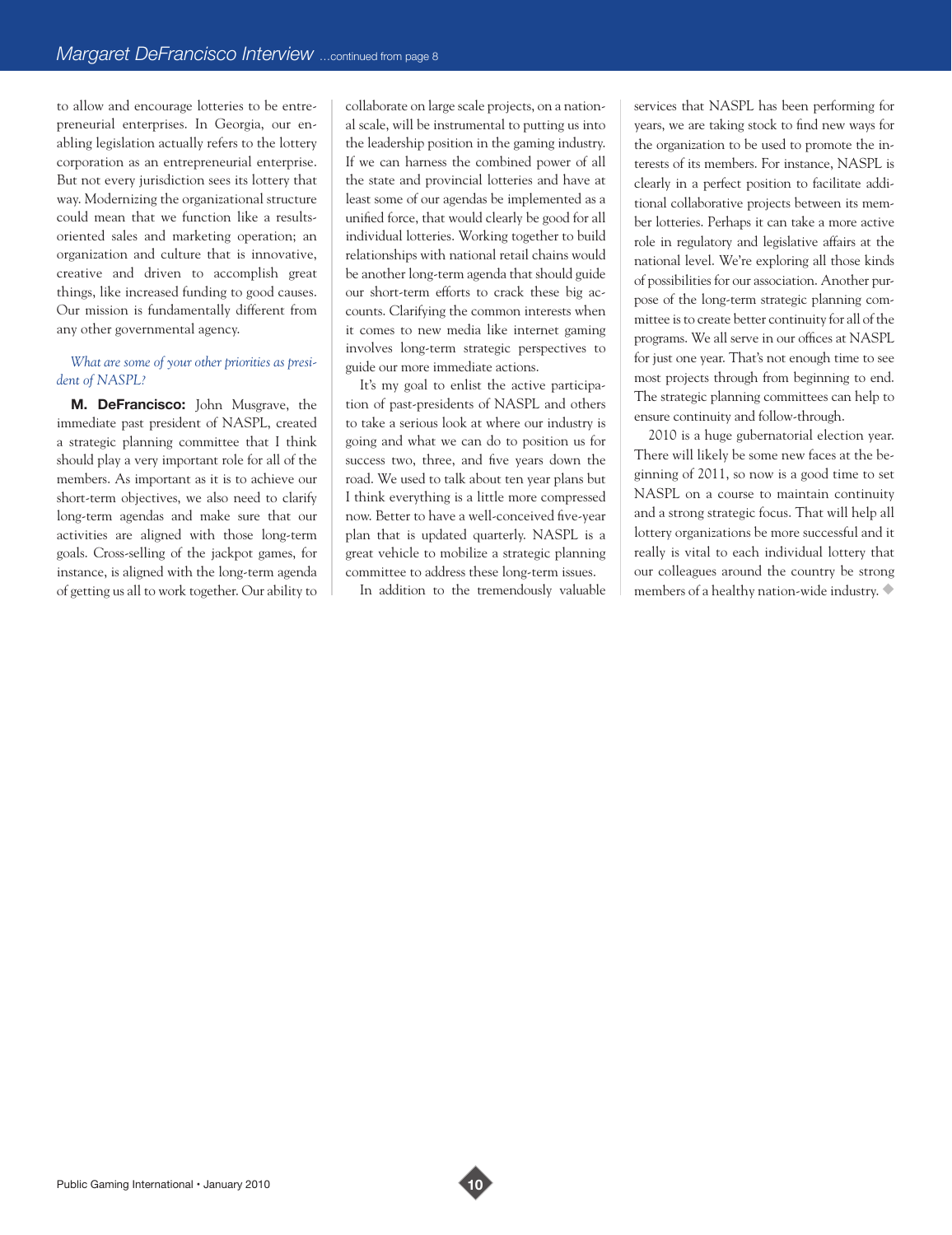to allow and encourage lotteries to be entrepreneurial enterprises. In Georgia, our enabling legislation actually refers to the lottery corporation as an entrepreneurial enterprise. But not every jurisdiction sees its lottery that way. Modernizing the organizational structure could mean that we function like a results-oriented sales and marketing operation; an organization and culture that is innovative, creative and driven to accomplish great things, like increased funding to good causes. Our mission is fundamentally different from any other governmental agency.

*What are some of your other priorities as president of NASPL?*

**M. DeFrancisco:** John Musgrave, the immediate past president of NASPL, created a strategic planning committee that I think should play a very important role for all of the members. As important as it is to achieve our short-term objectives, we also need to clarify long-term agendas and make sure that our activities are aligned with those long-term goals. Cross-selling of the jackpot games, for instance, is aligned with the long-term agenda of getting us all to work together. Our ability to collaborate on large scale projects, on a national scale, will be instrumental to putting us into the leadership position in the gaming industry. If we can harness the combined power of all the state and provincial lotteries and have at least some of our agendas be implemented as a unified force, that would clearly be good for all individual lotteries. Working together to build relationships with national retail chains would be another long-term agenda that should guide our short-term efforts to crack these big accounts. Clarifying the common interests when it comes to new media like internet gaming involves long-term strategic perspectives to guide our more immediate actions.

It's my goal to enlist the active participation of past-presidents of NASPL and others to take a serious look at where our industry is going and what we can do to position us for success two, three, and five years down the road. We used to talk about ten year plans but I think everything is a little more compressed now. Better to have a well-conceived five-year plan that is updated quarterly. NASPL is a great vehicle to mobilize a strategic planning committee to address these long-term issues.

In addition to the tremendously valuable services that NASPL has been performing for years, we are taking stock to find new ways for the organization to be used to promote the interests of its members. For instance, NASPL is clearly in a perfect position to facilitate additional collaborative projects between its member lotteries. Perhaps it can take a more active role in regulatory and legislative affairs at the national level. We're exploring all those kinds of possibilities for our association. Another purpose of the long-term strategic planning committee is to create better continuity for all of the programs. We all serve in our offices at NASPL for just one year. That's not enough time to see most projects through from beginning to end. The strategic planning committees can help to ensure continuity and follow-through.

2010 is a huge gubernatorial election year. There will likely be some new faces at the beginning of 2011, so now is a good time to set NASPL on a course to maintain continuity and a strong strategic focus. That will help all lottery organizations be more successful and it really is vital to each individual lottery that our colleagues around the country be strong members of a healthy nation-wide industry. ◆